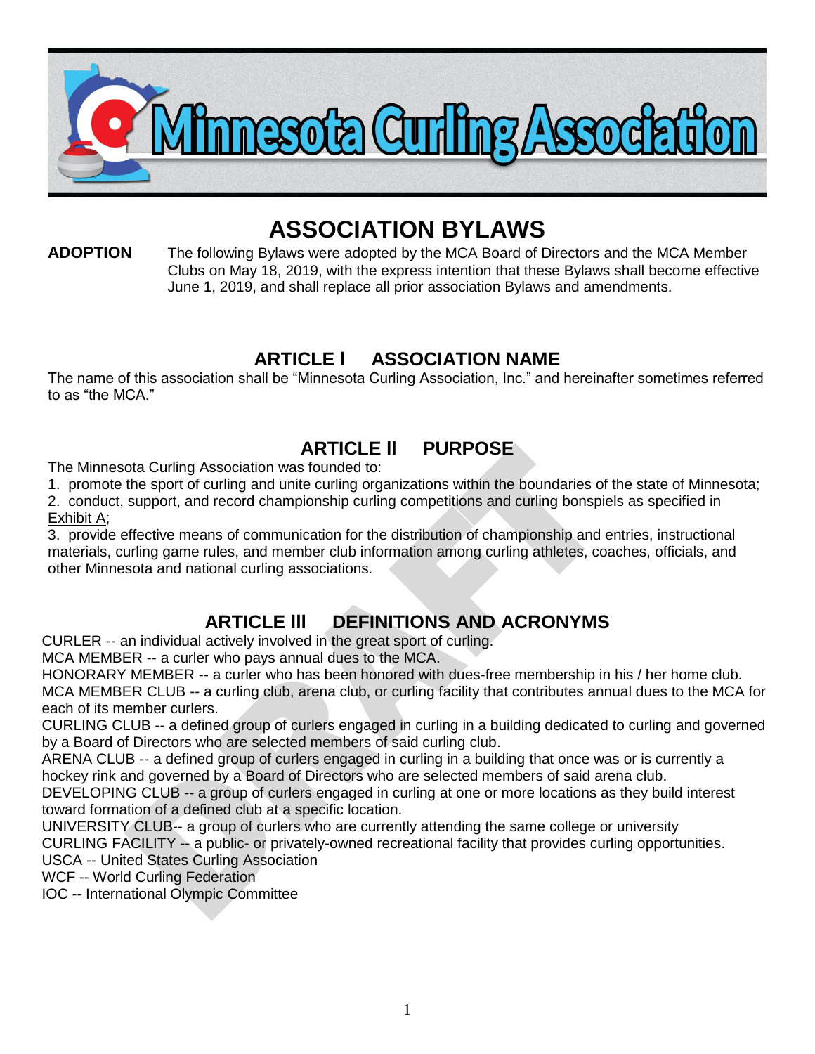# Minnesota Curling Association

# ASSOCIATION BYLAWS

**ADOPTION** The following Bylaws were adopted by the MCA Board of Directors and the MCA Member Clubs on May 18, 2019, with the express intention that these Bylaws shall become effective June 1, 2019, and shall replace all prior association Bylaws and amendments.

## ARTICLE I ASSOCIATION NAME

The name of this association shall be "Minnesota Curling Association, Inc." and hereinafter sometimes referred to as "the MCA."

## ARTICLE II PURPOSE

The Minnesota Curling Association was founded to:

1. promote the sport of curling and unite curling organizations within the boundaries of the state of Minnesota;
2. conduct, support, and record championship curling competitions and curling bonspiels as specified in Exhibit A;
3. provide effective means of communication for the distribution of championship and entries, instructional materials, curling game rules, and member club information among curling athletes, coaches, officials, and other Minnesota and national curling associations.

## ARTICLE III DEFINITIONS AND ACRONYMS

CURLER -- an individual actively involved in the great sport of curling.
MCA MEMBER -- a curler who pays annual dues to the MCA.
HONORARY MEMBER -- a curler who has been honored with dues-free membership in his / her home club.
MCA MEMBER CLUB -- a curling club, arena club, or curling facility that contributes annual dues to the MCA for each of its member curlers.
CURLING CLUB -- a defined group of curlers engaged in curling in a building dedicated to curling and governed by a Board of Directors who are selected members of said curling club.
ARENA CLUB -- a defined group of curlers engaged in curling in a building that once was or is currently a hockey rink and governed by a Board of Directors who are selected members of said arena club.
DEVELOPING CLUB -- a group of curlers engaged in curling at one or more locations as they build interest toward formation of a defined club at a specific location.
UNIVERSITY CLUB-- a group of curlers who are currently attending the same college or university
CURLING FACILITY -- a public- or privately-owned recreational facility that provides curling opportunities.
USCA -- United States Curling Association
WCF -- World Curling Federation
IOC -- International Olympic Committee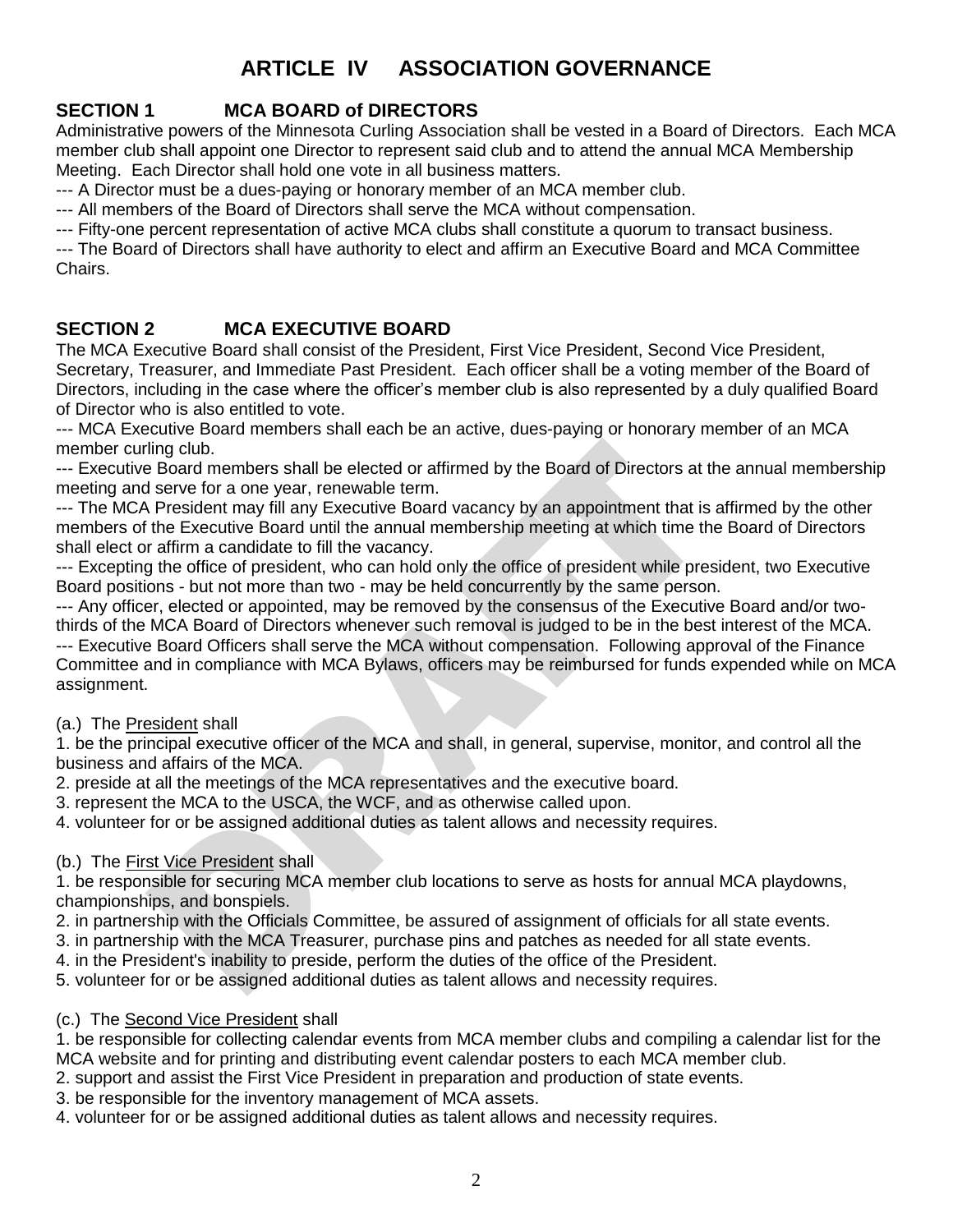# ARTICLE IV ASSOCIATION GOVERNANCE

## SECTION 1 MCA BOARD of DIRECTORS

Administrative powers of the Minnesota Curling Association shall be vested in a Board of Directors. Each MCA member club shall appoint one Director to represent said club and to attend the annual MCA Membership Meeting. Each Director shall hold one vote in all business matters.

--- A Director must be a dues-paying or honorary member of an MCA member club.

--- All members of the Board of Directors shall serve the MCA without compensation.

--- Fifty-one percent representation of active MCA clubs shall constitute a quorum to transact business.

--- The Board of Directors shall have authority to elect and affirm an Executive Board and MCA Committee Chairs.

## SECTION 2 MCA EXECUTIVE BOARD

The MCA Executive Board shall consist of the President, First Vice President, Second Vice President, Secretary, Treasurer, and Immediate Past President. Each officer shall be a voting member of the Board of Directors, including in the case where the officer's member club is also represented by a duly qualified Board of Director who is also entitled to vote.

--- MCA Executive Board members shall each be an active, dues-paying or honorary member of an MCA member curling club.

--- Executive Board members shall be elected or affirmed by the Board of Directors at the annual membership meeting and serve for a one year, renewable term.

--- The MCA President may fill any Executive Board vacancy by an appointment that is affirmed by the other members of the Executive Board until the annual membership meeting at which time the Board of Directors shall elect or affirm a candidate to fill the vacancy.

--- Excepting the office of president, who can hold only the office of president while president, two Executive Board positions - but not more than two - may be held concurrently by the same person.

--- Any officer, elected or appointed, may be removed by the consensus of the Executive Board and/or two-thirds of the MCA Board of Directors whenever such removal is judged to be in the best interest of the MCA.

--- Executive Board Officers shall serve the MCA without compensation. Following approval of the Finance Committee and in compliance with MCA Bylaws, officers may be reimbursed for funds expended while on MCA assignment.

(a.) The President shall

1. be the principal executive officer of the MCA and shall, in general, supervise, monitor, and control all the business and affairs of the MCA.
2. preside at all the meetings of the MCA representatives and the executive board.
3. represent the MCA to the USCA, the WCF, and as otherwise called upon.
4. volunteer for or be assigned additional duties as talent allows and necessity requires.

(b.) The First Vice President shall

1. be responsible for securing MCA member club locations to serve as hosts for annual MCA playdowns, championships, and bonspiels.
2. in partnership with the Officials Committee, be assured of assignment of officials for all state events.
3. in partnership with the MCA Treasurer, purchase pins and patches as needed for all state events.
4. in the President's inability to preside, perform the duties of the office of the President.
5. volunteer for or be assigned additional duties as talent allows and necessity requires.

(c.) The Second Vice President shall

1. be responsible for collecting calendar events from MCA member clubs and compiling a calendar list for the MCA website and for printing and distributing event calendar posters to each MCA member club.
2. support and assist the First Vice President in preparation and production of state events.
3. be responsible for the inventory management of MCA assets.
4. volunteer for or be assigned additional duties as talent allows and necessity requires.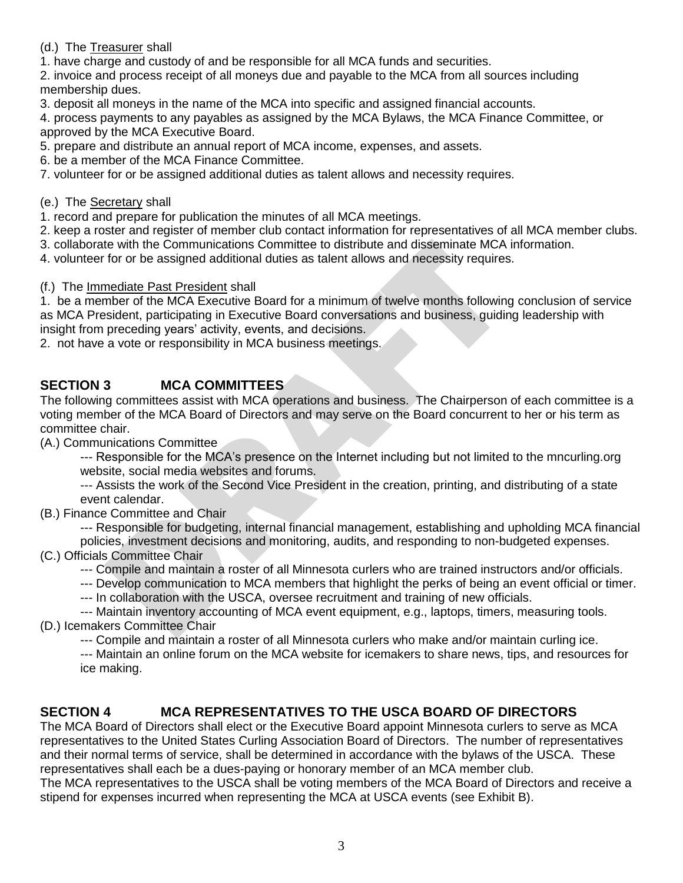(d.) The <u>Treasurer</u> shall

1. have charge and custody of and be responsible for all MCA funds and securities.
2. invoice and process receipt of all moneys due and payable to the MCA from all sources including membership dues.
3. deposit all moneys in the name of the MCA into specific and assigned financial accounts.
4. process payments to any payables as assigned by the MCA Bylaws, the MCA Finance Committee, or approved by the MCA Executive Board.
5. prepare and distribute an annual report of MCA income, expenses, and assets.
6. be a member of the MCA Finance Committee.
7. volunteer for or be assigned additional duties as talent allows and necessity requires.

(e.) The <u>Secretary</u> shall

1. record and prepare for publication the minutes of all MCA meetings.
2. keep a roster and register of member club contact information for representatives of all MCA member clubs.
3. collaborate with the Communications Committee to distribute and disseminate MCA information.
4. volunteer for or be assigned additional duties as talent allows and necessity requires.

(f.) The <u>Immediate Past President</u> shall

1. be a member of the MCA Executive Board for a minimum of twelve months following conclusion of service as MCA President, participating in Executive Board conversations and business, guiding leadership with insight from preceding years' activity, events, and decisions.
2. not have a vote or responsibility in MCA business meetings.

## SECTION 3 MCA COMMITTEES

The following committees assist with MCA operations and business. The Chairperson of each committee is a voting member of the MCA Board of Directors and may serve on the Board concurrent to her or his term as committee chair.

(A.) Communications Committee

--- Responsible for the MCA's presence on the Internet including but not limited to the mncurling.org website, social media websites and forums.

--- Assists the work of the Second Vice President in the creation, printing, and distributing of a state event calendar.

(B.) Finance Committee and Chair

--- Responsible for budgeting, internal financial management, establishing and upholding MCA financial policies, investment decisions and monitoring, audits, and responding to non-budgeted expenses.

(C.) Officials Committee Chair

--- Compile and maintain a roster of all Minnesota curlers who are trained instructors and/or officials.

--- Develop communication to MCA members that highlight the perks of being an event official or timer.

--- In collaboration with the USCA, oversee recruitment and training of new officials.

--- Maintain inventory accounting of MCA event equipment, e.g., laptops, timers, measuring tools.

(D.) Icemakers Committee Chair

--- Compile and maintain a roster of all Minnesota curlers who make and/or maintain curling ice.

--- Maintain an online forum on the MCA website for icemakers to share news, tips, and resources for ice making.

## SECTION 4 MCA REPRESENTATIVES TO THE USCA BOARD OF DIRECTORS

The MCA Board of Directors shall elect or the Executive Board appoint Minnesota curlers to serve as MCA representatives to the United States Curling Association Board of Directors. The number of representatives and their normal terms of service, shall be determined in accordance with the bylaws of the USCA. These representatives shall each be a dues-paying or honorary member of an MCA member club.

The MCA representatives to the USCA shall be voting members of the MCA Board of Directors and receive a stipend for expenses incurred when representing the MCA at USCA events (see Exhibit B).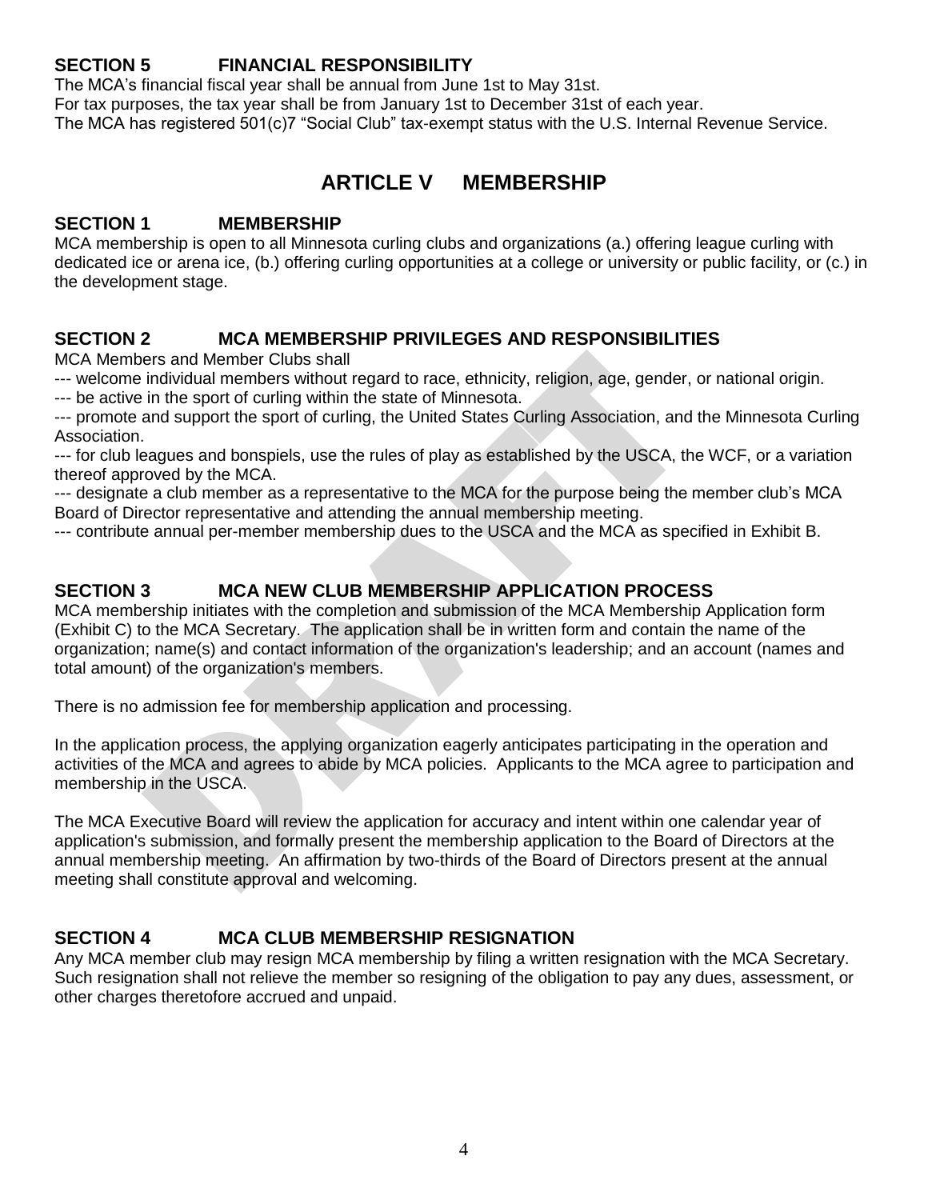## SECTION 5 FINANCIAL RESPONSIBILITY

The MCA's financial fiscal year shall be annual from June 1st to May 31st.
For tax purposes, the tax year shall be from January 1st to December 31st of each year.
The MCA has registered 501(c)7 "Social Club" tax-exempt status with the U.S. Internal Revenue Service.

# ARTICLE V MEMBERSHIP

## SECTION 1 MEMBERSHIP

MCA membership is open to all Minnesota curling clubs and organizations (a.) offering league curling with dedicated ice or arena ice, (b.) offering curling opportunities at a college or university or public facility, or (c.) in the development stage.

## SECTION 2 MCA MEMBERSHIP PRIVILEGES AND RESPONSIBILITIES

MCA Members and Member Clubs shall

--- welcome individual members without regard to race, ethnicity, religion, age, gender, or national origin.
--- be active in the sport of curling within the state of Minnesota.
--- promote and support the sport of curling, the United States Curling Association, and the Minnesota Curling Association.
--- for club leagues and bonspiels, use the rules of play as established by the USCA, the WCF, or a variation thereof approved by the MCA.
--- designate a club member as a representative to the MCA for the purpose being the member club's MCA Board of Director representative and attending the annual membership meeting.
--- contribute annual per-member membership dues to the USCA and the MCA as specified in Exhibit B.

## SECTION 3 MCA NEW CLUB MEMBERSHIP APPLICATION PROCESS

MCA membership initiates with the completion and submission of the MCA Membership Application form (Exhibit C) to the MCA Secretary. The application shall be in written form and contain the name of the organization; name(s) and contact information of the organization's leadership; and an account (names and total amount) of the organization's members.

There is no admission fee for membership application and processing.

In the application process, the applying organization eagerly anticipates participating in the operation and activities of the MCA and agrees to abide by MCA policies. Applicants to the MCA agree to participation and membership in the USCA.

The MCA Executive Board will review the application for accuracy and intent within one calendar year of application's submission, and formally present the membership application to the Board of Directors at the annual membership meeting. An affirmation by two-thirds of the Board of Directors present at the annual meeting shall constitute approval and welcoming.

## SECTION 4 MCA CLUB MEMBERSHIP RESIGNATION

Any MCA member club may resign MCA membership by filing a written resignation with the MCA Secretary. Such resignation shall not relieve the member so resigning of the obligation to pay any dues, assessment, or other charges theretofore accrued and unpaid.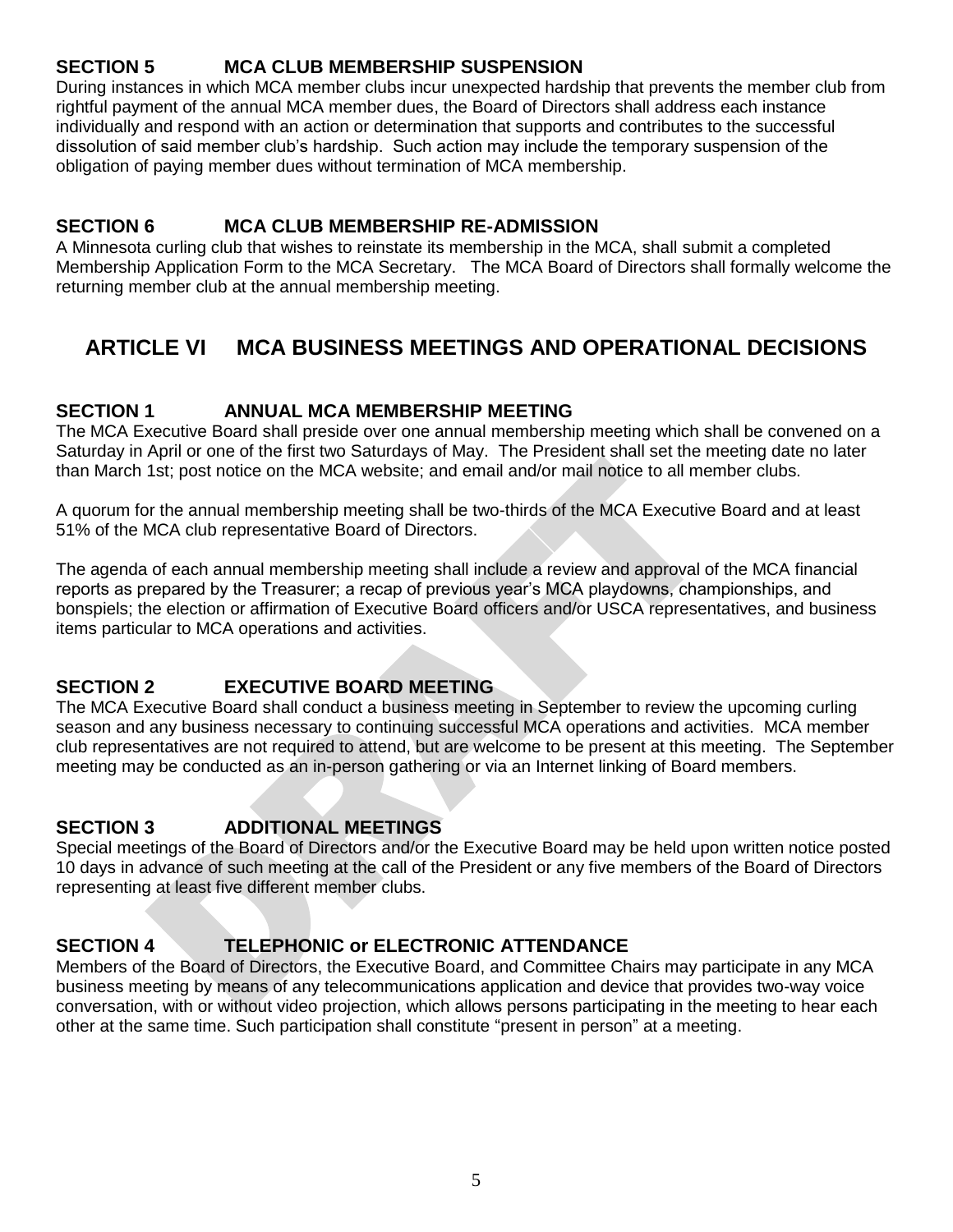### SECTION 5 MCA CLUB MEMBERSHIP SUSPENSION

During instances in which MCA member clubs incur unexpected hardship that prevents the member club from rightful payment of the annual MCA member dues, the Board of Directors shall address each instance individually and respond with an action or determination that supports and contributes to the successful dissolution of said member club's hardship. Such action may include the temporary suspension of the obligation of paying member dues without termination of MCA membership.

### SECTION 6 MCA CLUB MEMBERSHIP RE-ADMISSION

A Minnesota curling club that wishes to reinstate its membership in the MCA, shall submit a completed Membership Application Form to the MCA Secretary. The MCA Board of Directors shall formally welcome the returning member club at the annual membership meeting.

## ARTICLE VI MCA BUSINESS MEETINGS AND OPERATIONAL DECISIONS

### SECTION 1 ANNUAL MCA MEMBERSHIP MEETING

The MCA Executive Board shall preside over one annual membership meeting which shall be convened on a Saturday in April or one of the first two Saturdays of May. The President shall set the meeting date no later than March 1st; post notice on the MCA website; and email and/or mail notice to all member clubs.

A quorum for the annual membership meeting shall be two-thirds of the MCA Executive Board and at least 51% of the MCA club representative Board of Directors.

The agenda of each annual membership meeting shall include a review and approval of the MCA financial reports as prepared by the Treasurer; a recap of previous year's MCA playdowns, championships, and bonspiels; the election or affirmation of Executive Board officers and/or USCA representatives, and business items particular to MCA operations and activities.

### SECTION 2 EXECUTIVE BOARD MEETING

The MCA Executive Board shall conduct a business meeting in September to review the upcoming curling season and any business necessary to continuing successful MCA operations and activities. MCA member club representatives are not required to attend, but are welcome to be present at this meeting. The September meeting may be conducted as an in-person gathering or via an Internet linking of Board members.

### SECTION 3 ADDITIONAL MEETINGS

Special meetings of the Board of Directors and/or the Executive Board may be held upon written notice posted 10 days in advance of such meeting at the call of the President or any five members of the Board of Directors representing at least five different member clubs.

### SECTION 4 TELEPHONIC or ELECTRONIC ATTENDANCE

Members of the Board of Directors, the Executive Board, and Committee Chairs may participate in any MCA business meeting by means of any telecommunications application and device that provides two-way voice conversation, with or without video projection, which allows persons participating in the meeting to hear each other at the same time. Such participation shall constitute "present in person" at a meeting.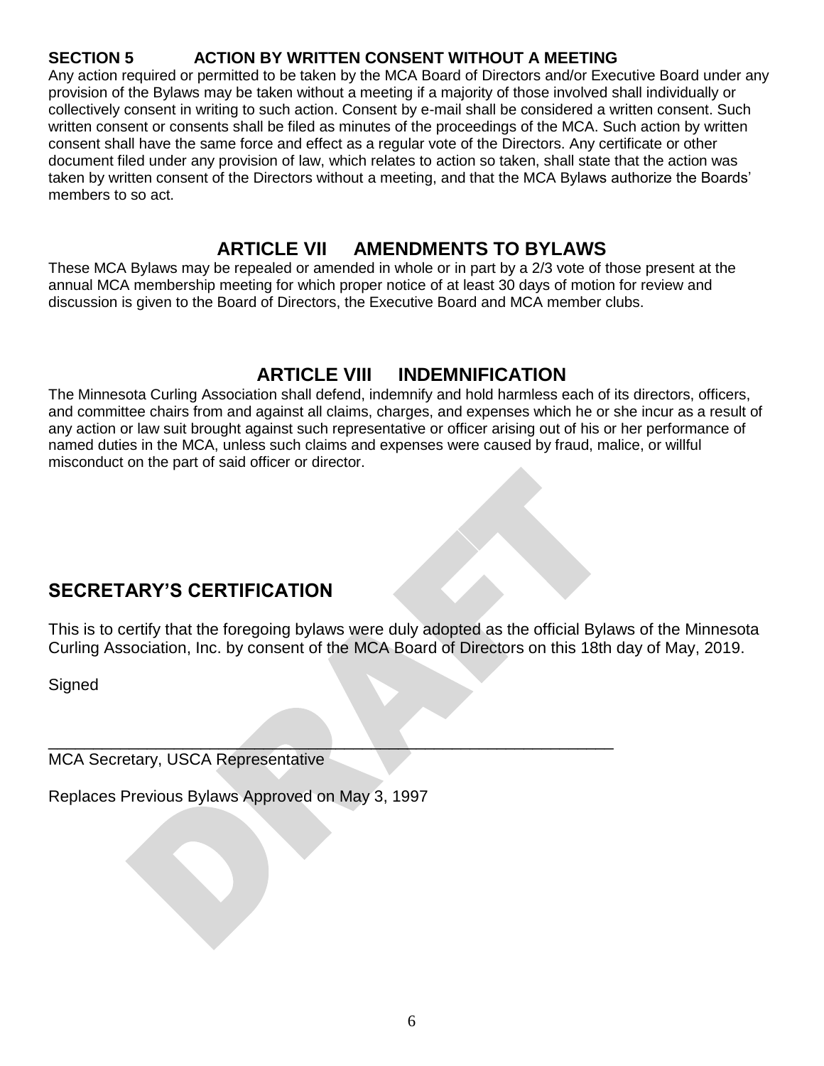**SECTION 5 ACTION BY WRITTEN CONSENT WITHOUT A MEETING**

Any action required or permitted to be taken by the MCA Board of Directors and/or Executive Board under any provision of the Bylaws may be taken without a meeting if a majority of those involved shall individually or collectively consent in writing to such action. Consent by e-mail shall be considered a written consent. Such written consent or consents shall be filed as minutes of the proceedings of the MCA. Such action by written consent shall have the same force and effect as a regular vote of the Directors. Any certificate or other document filed under any provision of law, which relates to action so taken, shall state that the action was taken by written consent of the Directors without a meeting, and that the MCA Bylaws authorize the Boards' members to so act.

## ARTICLE VII AMENDMENTS TO BYLAWS

These MCA Bylaws may be repealed or amended in whole or in part by a 2/3 vote of those present at the annual MCA membership meeting for which proper notice of at least 30 days of motion for review and discussion is given to the Board of Directors, the Executive Board and MCA member clubs.

## ARTICLE VIII INDEMNIFICATION

The Minnesota Curling Association shall defend, indemnify and hold harmless each of its directors, officers, and committee chairs from and against all claims, charges, and expenses which he or she incur as a result of any action or law suit brought against such representative or officer arising out of his or her performance of named duties in the MCA, unless such claims and expenses were caused by fraud, malice, or willful misconduct on the part of said officer or director.

## SECRETARY'S CERTIFICATION

This is to certify that the foregoing bylaws were duly adopted as the official Bylaws of the Minnesota Curling Association, Inc. by consent of the MCA Board of Directors on this 18th day of May, 2019.

Signed

_______________________________________________________________

MCA Secretary, USCA Representative

Replaces Previous Bylaws Approved on May 3, 1997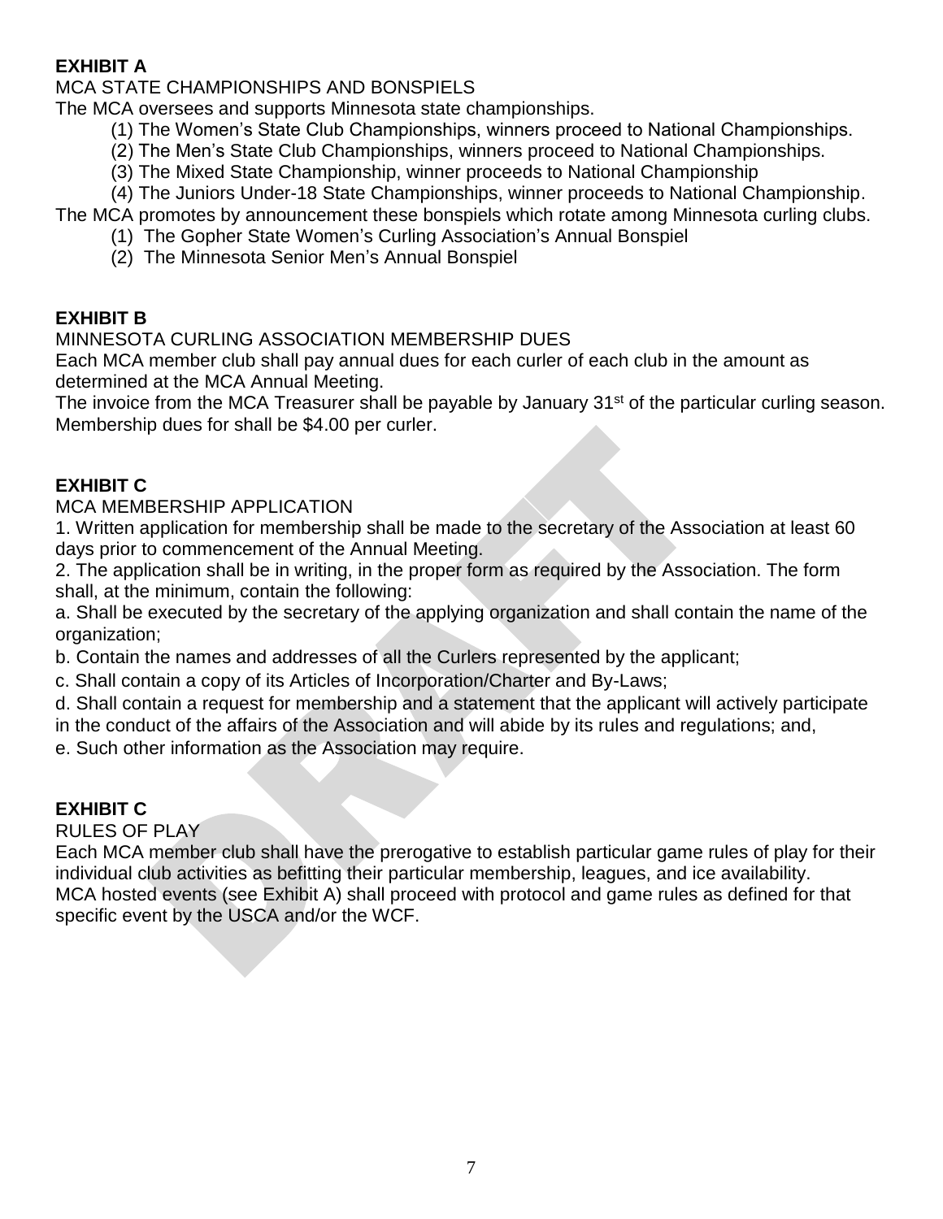**EXHIBIT A**

MCA STATE CHAMPIONSHIPS AND BONSPIELS

The MCA oversees and supports Minnesota state championships.

(1) The Women's State Club Championships, winners proceed to National Championships.
(2) The Men's State Club Championships, winners proceed to National Championships.
(3) The Mixed State Championship, winner proceeds to National Championship
(4) The Juniors Under-18 State Championships, winner proceeds to National Championship.

The MCA promotes by announcement these bonspiels which rotate among Minnesota curling clubs.

(1) The Gopher State Women's Curling Association's Annual Bonspiel
(2) The Minnesota Senior Men's Annual Bonspiel

**EXHIBIT B**

MINNESOTA CURLING ASSOCIATION MEMBERSHIP DUES

Each MCA member club shall pay annual dues for each curler of each club in the amount as determined at the MCA Annual Meeting.

The invoice from the MCA Treasurer shall be payable by January 31st of the particular curling season. Membership dues for shall be $4.00 per curler.

**EXHIBIT C**

MCA MEMBERSHIP APPLICATION

1. Written application for membership shall be made to the secretary of the Association at least 60 days prior to commencement of the Annual Meeting.

2. The application shall be in writing, in the proper form as required by the Association. The form shall, at the minimum, contain the following:

a. Shall be executed by the secretary of the applying organization and shall contain the name of the organization;

b. Contain the names and addresses of all the Curlers represented by the applicant;

c. Shall contain a copy of its Articles of Incorporation/Charter and By-Laws;

d. Shall contain a request for membership and a statement that the applicant will actively participate in the conduct of the affairs of the Association and will abide by its rules and regulations; and,

e. Such other information as the Association may require.

**EXHIBIT C**

RULES OF PLAY

Each MCA member club shall have the prerogative to establish particular game rules of play for their individual club activities as befitting their particular membership, leagues, and ice availability. MCA hosted events (see Exhibit A) shall proceed with protocol and game rules as defined for that specific event by the USCA and/or the WCF.